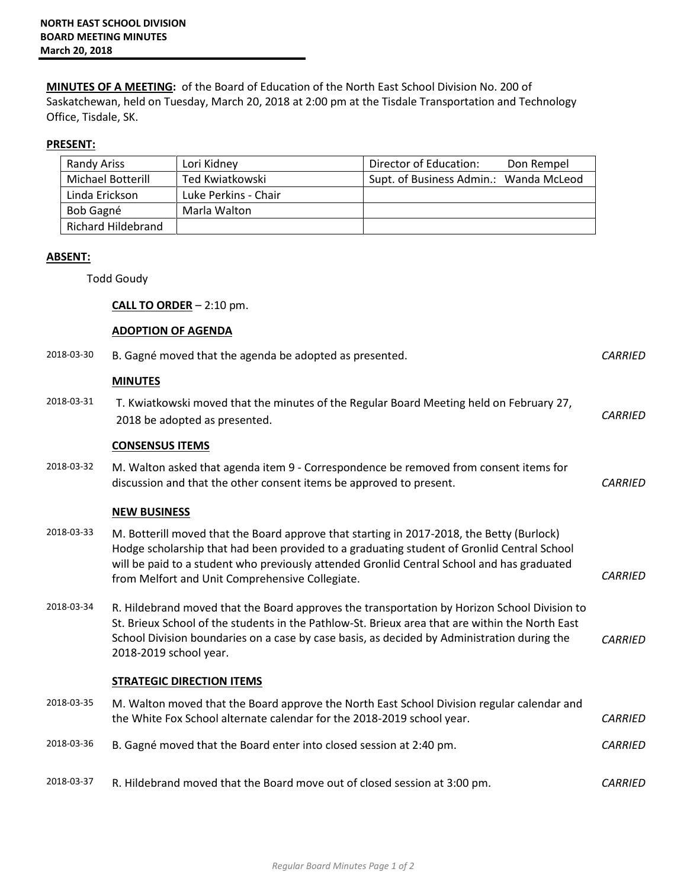**NORTH EAST SCHOOL DIVISION**
**BOARD MEETING MINUTES**
**March 20, 2018**

**MINUTES OF A MEETING:** of the Board of Education of the North East School Division No. 200 of Saskatchewan, held on Tuesday, March 20, 2018 at 2:00 pm at the Tisdale Transportation and Technology Office, Tisdale, SK.

**PRESENT:**

| | | |
|---|---|---|
| Randy Ariss | Lori Kidney | Director of Education: Don Rempel |
| Michael Botterill | Ted Kwiatkowski | Supt. of Business Admin.: Wanda McLeod |
| Linda Erickson | Luke Perkins - Chair | |
| Bob Gagné | Marla Walton | |
| Richard Hildebrand | | |

**ABSENT:**

Todd Goudy

**CALL TO ORDER** – 2:10 pm.

**ADOPTION OF AGENDA**

2018-03-30 B. Gagné moved that the agenda be adopted as presented. *CARRIED*

**MINUTES**

2018-03-31 T. Kwiatkowski moved that the minutes of the Regular Board Meeting held on February 27, 2018 be adopted as presented. *CARRIED*

**CONSENSUS ITEMS**

2018-03-32 M. Walton asked that agenda item 9 - Correspondence be removed from consent items for discussion and that the other consent items be approved to present. *CARRIED*

**NEW BUSINESS**

2018-03-33 M. Botterill moved that the Board approve that starting in 2017-2018, the Betty (Burlock) Hodge scholarship that had been provided to a graduating student of Gronlid Central School will be paid to a student who previously attended Gronlid Central School and has graduated from Melfort and Unit Comprehensive Collegiate. *CARRIED*

2018-03-34 R. Hildebrand moved that the Board approves the transportation by Horizon School Division to St. Brieux School of the students in the Pathlow-St. Brieux area that are within the North East School Division boundaries on a case by case basis, as decided by Administration during the 2018-2019 school year. *CARRIED*

**STRATEGIC DIRECTION ITEMS**

2018-03-35 M. Walton moved that the Board approve the North East School Division regular calendar and the White Fox School alternate calendar for the 2018-2019 school year. *CARRIED*

2018-03-36 B. Gagné moved that the Board enter into closed session at 2:40 pm. *CARRIED*

2018-03-37 R. Hildebrand moved that the Board move out of closed session at 3:00 pm. *CARRIED*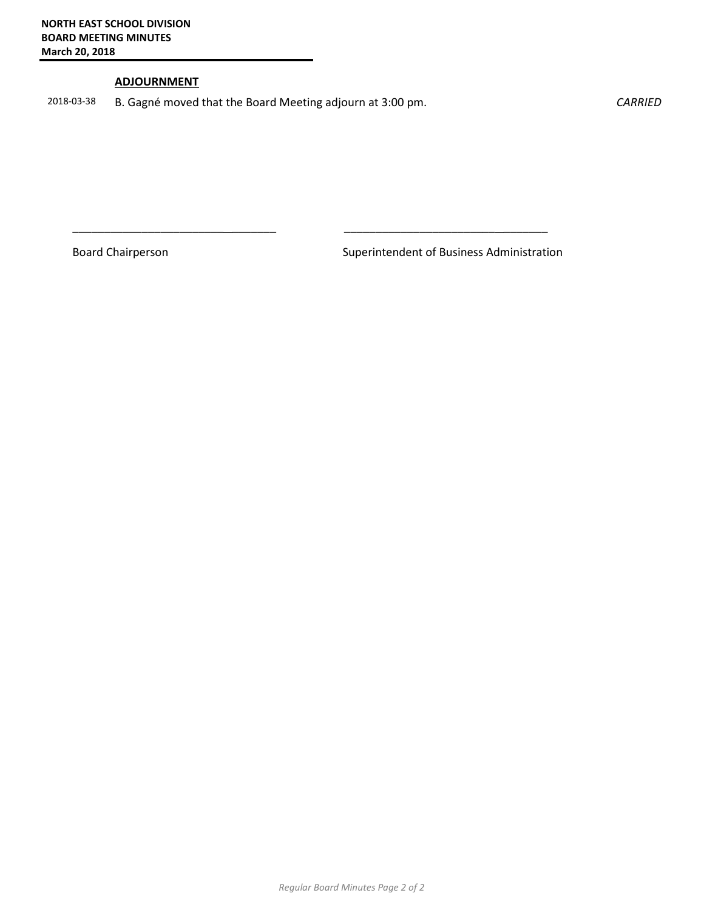**ADJOURNMENT**

2018-03-38 B. Gagné moved that the Board Meeting adjourn at 3:00 pm. *CARRIED*

\_\_\_\_\_\_\_\_\_\_\_\_\_\_\_\_\_\_\_\_\_\_\_\_\_\_\_\_\_\_\_\_\_\_\_\_\_\_\_

Board Chairperson

\_\_\_\_\_\_\_\_\_\_\_\_\_\_\_\_\_\_\_\_\_\_\_\_\_\_\_\_\_\_\_\_\_\_\_\_\_\_\_

Superintendent of Business Administration